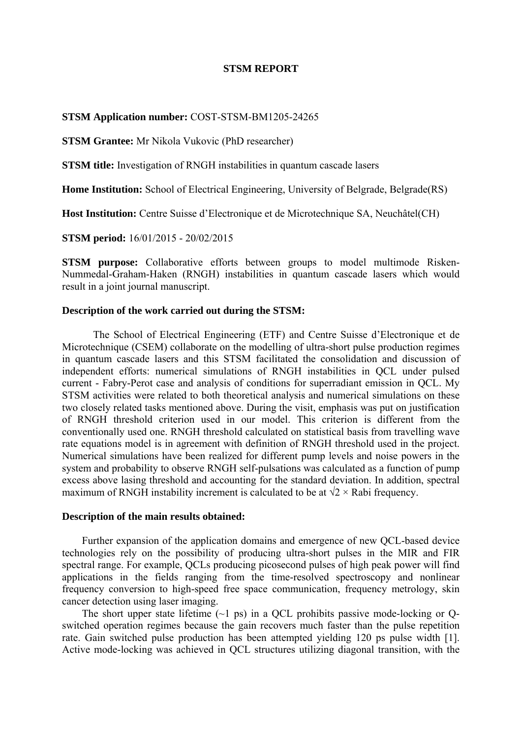# STSM REPORT

**STSM Application number:** COST-STSM-BM1205-24265

**STSM Grantee:** Mr Nikola Vukovic (PhD researcher)

**STSM title:** Investigation of RNGH instabilities in quantum cascade lasers

**Home Institution:** School of Electrical Engineering, University of Belgrade, Belgrade(RS)

**Host Institution:** Centre Suisse d'Electronique et de Microtechnique SA, Neuchâtel(CH)

**STSM period:** 16/01/2015 - 20/02/2015

**STSM purpose:** Collaborative efforts between groups to model multimode Risken-Nummedal-Graham-Haken (RNGH) instabilities in quantum cascade lasers which would result in a joint journal manuscript.

## Description of the work carried out during the STSM:

The School of Electrical Engineering (ETF) and Centre Suisse d'Electronique et de Microtechnique (CSEM) collaborate on the modelling of ultra-short pulse production regimes in quantum cascade lasers and this STSM facilitated the consolidation and discussion of independent efforts: numerical simulations of RNGH instabilities in QCL under pulsed current - Fabry-Perot case and analysis of conditions for superradiant emission in QCL. My STSM activities were related to both theoretical analysis and numerical simulations on these two closely related tasks mentioned above. During the visit, emphasis was put on justification of RNGH threshold criterion used in our model. This criterion is different from the conventionally used one. RNGH threshold calculated on statistical basis from travelling wave rate equations model is in agreement with definition of RNGH threshold used in the project. Numerical simulations have been realized for different pump levels and noise powers in the system and probability to observe RNGH self-pulsations was calculated as a function of pump excess above lasing threshold and accounting for the standard deviation. In addition, spectral maximum of RNGH instability increment is calculated to be at $\sqrt{2} \times$ Rabi frequency.

## Description of the main results obtained:

Further expansion of the application domains and emergence of new QCL-based device technologies rely on the possibility of producing ultra-short pulses in the MIR and FIR spectral range. For example, QCLs producing picosecond pulses of high peak power will find applications in the fields ranging from the time-resolved spectroscopy and nonlinear frequency conversion to high-speed free space communication, frequency metrology, skin cancer detection using laser imaging.

The short upper state lifetime (~1 ps) in a QCL prohibits passive mode-locking or Q-switched operation regimes because the gain recovers much faster than the pulse repetition rate. Gain switched pulse production has been attempted yielding 120 ps pulse width [1]. Active mode-locking was achieved in QCL structures utilizing diagonal transition, with the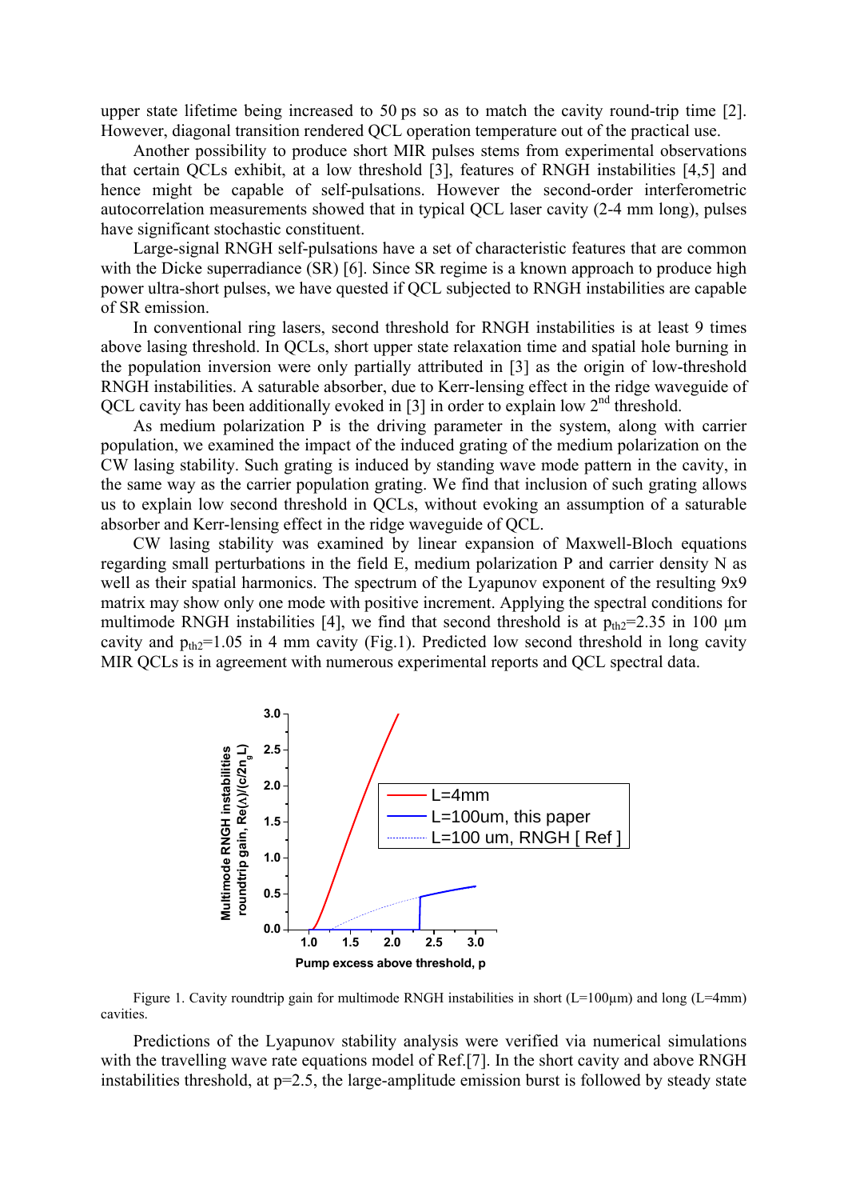upper state lifetime being increased to 50 ps so as to match the cavity round-trip time [2]. However, diagonal transition rendered QCL operation temperature out of the practical use.

Another possibility to produce short MIR pulses stems from experimental observations that certain QCLs exhibit, at a low threshold [3], features of RNGH instabilities [4,5] and hence might be capable of self-pulsations. However the second-order interferometric autocorrelation measurements showed that in typical QCL laser cavity (2-4 mm long), pulses have significant stochastic constituent.

Large-signal RNGH self-pulsations have a set of characteristic features that are common with the Dicke superradiance (SR) [6]. Since SR regime is a known approach to produce high power ultra-short pulses, we have quested if QCL subjected to RNGH instabilities are capable of SR emission.

In conventional ring lasers, second threshold for RNGH instabilities is at least 9 times above lasing threshold. In QCLs, short upper state relaxation time and spatial hole burning in the population inversion were only partially attributed in [3] as the origin of low-threshold RNGH instabilities. A saturable absorber, due to Kerr-lensing effect in the ridge waveguide of QCL cavity has been additionally evoked in [3] in order to explain low 2nd threshold.

As medium polarization P is the driving parameter in the system, along with carrier population, we examined the impact of the induced grating of the medium polarization on the CW lasing stability. Such grating is induced by standing wave mode pattern in the cavity, in the same way as the carrier population grating. We find that inclusion of such grating allows us to explain low second threshold in QCLs, without evoking an assumption of a saturable absorber and Kerr-lensing effect in the ridge waveguide of QCL.

CW lasing stability was examined by linear expansion of Maxwell-Bloch equations regarding small perturbations in the field E, medium polarization P and carrier density N as well as their spatial harmonics. The spectrum of the Lyapunov exponent of the resulting 9x9 matrix may show only one mode with positive increment. Applying the spectral conditions for multimode RNGH instabilities [4], we find that second threshold is at $p_{th2}$=2.35 in 100 μm cavity and $p_{th2}$=1.05 in 4 mm cavity (Fig.1). Predicted low second threshold in long cavity MIR QCLs is in agreement with numerous experimental reports and QCL spectral data.

Figure 1. Cavity roundtrip gain for multimode RNGH instabilities in short (L=100μm) and long (L=4mm) cavities.

Predictions of the Lyapunov stability analysis were verified via numerical simulations with the travelling wave rate equations model of Ref.[7]. In the short cavity and above RNGH instabilities threshold, at p=2.5, the large-amplitude emission burst is followed by steady state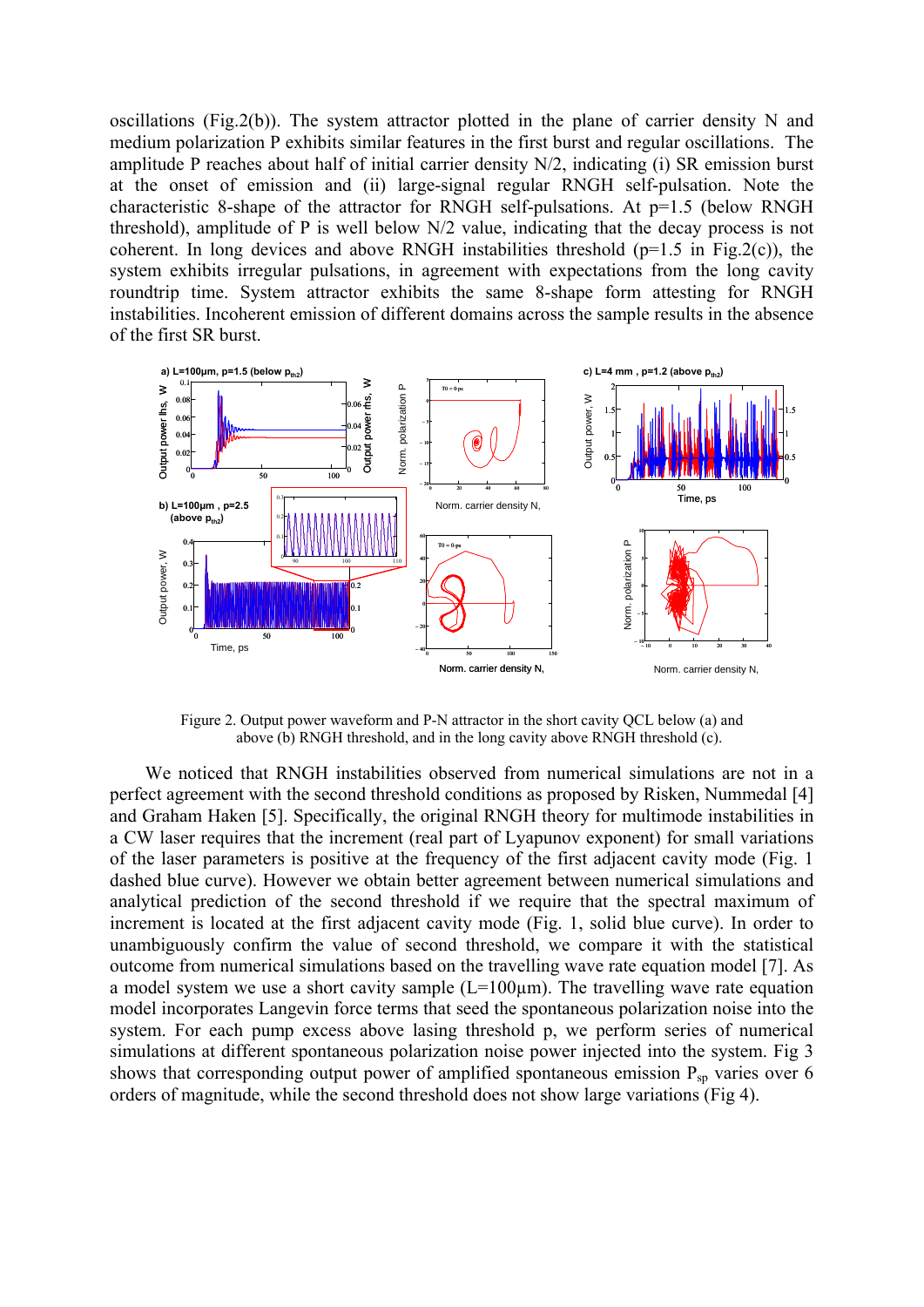oscillations (Fig.2(b)). The system attractor plotted in the plane of carrier density N and medium polarization P exhibits similar features in the first burst and regular oscillations. The amplitude P reaches about half of initial carrier density N/2, indicating (i) SR emission burst at the onset of emission and (ii) large-signal regular RNGH self-pulsation. Note the characteristic 8-shape of the attractor for RNGH self-pulsations. At p=1.5 (below RNGH threshold), amplitude of P is well below N/2 value, indicating that the decay process is not coherent. In long devices and above RNGH instabilities threshold (p=1.5 in Fig.2(c)), the system exhibits irregular pulsations, in agreement with expectations from the long cavity roundtrip time. System attractor exhibits the same 8-shape form attesting for RNGH instabilities. Incoherent emission of different domains across the sample results in the absence of the first SR burst.

Figure 2. Output power waveform and P-N attractor in the short cavity QCL below (a) and above (b) RNGH threshold, and in the long cavity above RNGH threshold (c).

We noticed that RNGH instabilities observed from numerical simulations are not in a perfect agreement with the second threshold conditions as proposed by Risken, Nummedal [4] and Graham Haken [5]. Specifically, the original RNGH theory for multimode instabilities in a CW laser requires that the increment (real part of Lyapunov exponent) for small variations of the laser parameters is positive at the frequency of the first adjacent cavity mode (Fig. 1 dashed blue curve). However we obtain better agreement between numerical simulations and analytical prediction of the second threshold if we require that the spectral maximum of increment is located at the first adjacent cavity mode (Fig. 1, solid blue curve). In order to unambiguously confirm the value of second threshold, we compare it with the statistical outcome from numerical simulations based on the travelling wave rate equation model [7]. As a model system we use a short cavity sample (L=100μm). The travelling wave rate equation model incorporates Langevin force terms that seed the spontaneous polarization noise into the system. For each pump excess above lasing threshold p, we perform series of numerical simulations at different spontaneous polarization noise power injected into the system. Fig 3 shows that corresponding output power of amplified spontaneous emission $P_{sp}$ varies over 6 orders of magnitude, while the second threshold does not show large variations (Fig 4).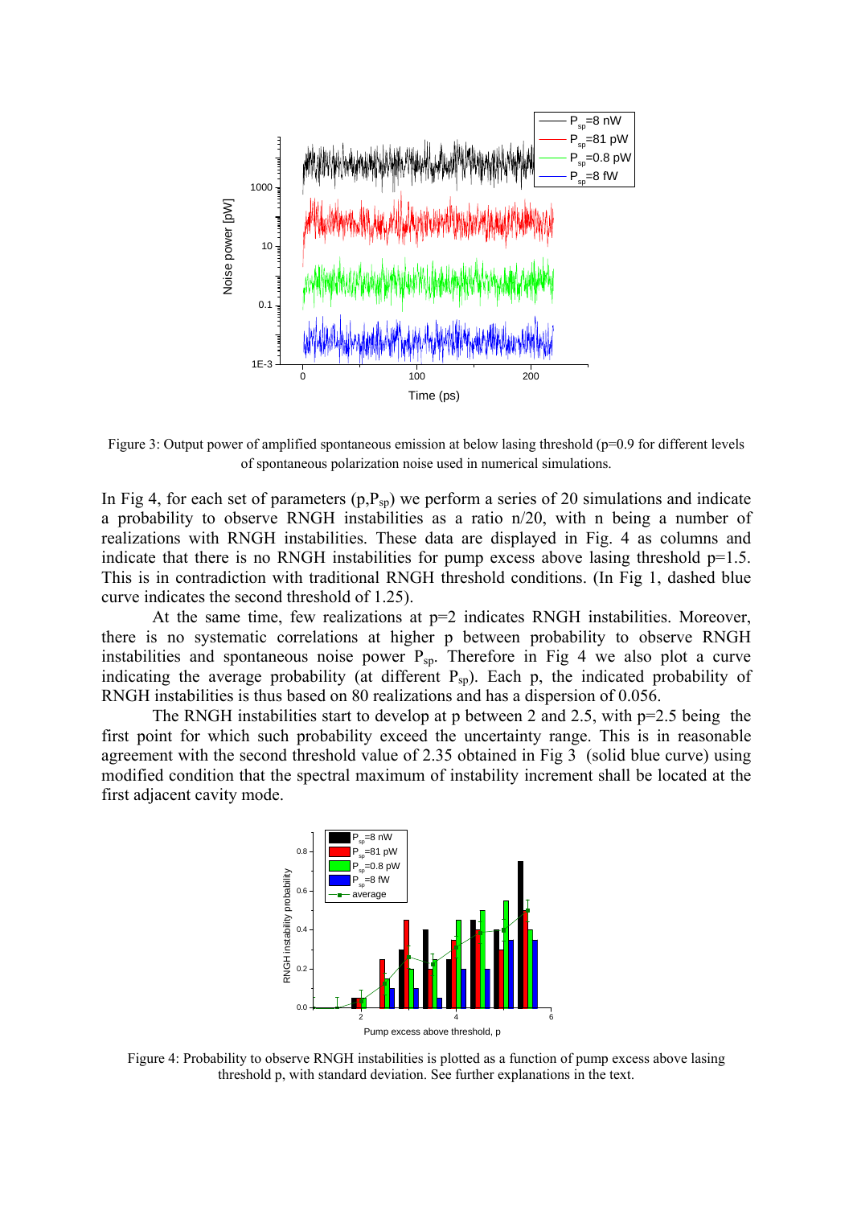Figure 3: Output power of amplified spontaneous emission at below lasing threshold (p=0.9 for different levels of spontaneous polarization noise used in numerical simulations.

In Fig 4, for each set of parameters ($p$,$P_{sp}$) we perform a series of 20 simulations and indicate a probability to observe RNGH instabilities as a ratio n/20, with n being a number of realizations with RNGH instabilities. These data are displayed in Fig. 4 as columns and indicate that there is no RNGH instabilities for pump excess above lasing threshold p=1.5. This is in contradiction with traditional RNGH threshold conditions. (In Fig 1, dashed blue curve indicates the second threshold of 1.25).

At the same time, few realizations at p=2 indicates RNGH instabilities. Moreover, there is no systematic correlations at higher p between probability to observe RNGH instabilities and spontaneous noise power $P_{sp}$. Therefore in Fig 4 we also plot a curve indicating the average probability (at different $P_{sp}$). Each p, the indicated probability of RNGH instabilities is thus based on 80 realizations and has a dispersion of 0.056.

The RNGH instabilities start to develop at p between 2 and 2.5, with p=2.5 being the first point for which such probability exceed the uncertainty range. This is in reasonable agreement with the second threshold value of 2.35 obtained in Fig 3 (solid blue curve) using modified condition that the spectral maximum of instability increment shall be located at the first adjacent cavity mode.

Figure 4: Probability to observe RNGH instabilities is plotted as a function of pump excess above lasing threshold p, with standard deviation. See further explanations in the text.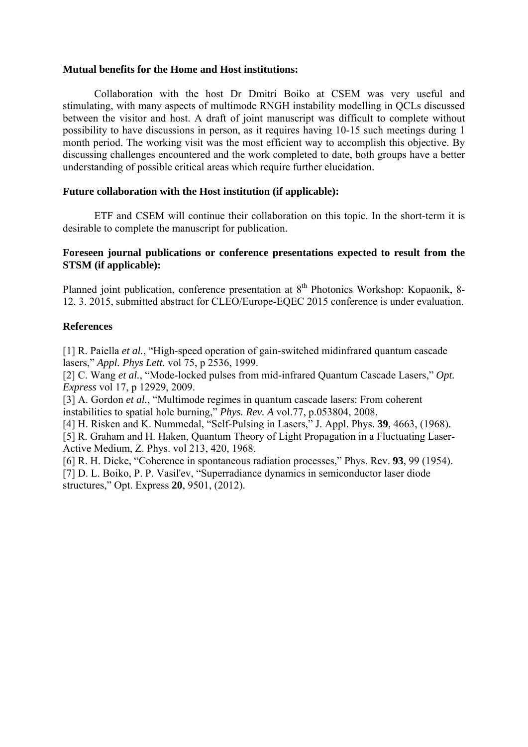**Mutual benefits for the Home and Host institutions:**

Collaboration with the host Dr Dmitri Boiko at CSEM was very useful and stimulating, with many aspects of multimode RNGH instability modelling in QCLs discussed between the visitor and host. A draft of joint manuscript was difficult to complete without possibility to have discussions in person, as it requires having 10-15 such meetings during 1 month period. The working visit was the most efficient way to accomplish this objective. By discussing challenges encountered and the work completed to date, both groups have a better understanding of possible critical areas which require further elucidation.

**Future collaboration with the Host institution (if applicable):**

ETF and CSEM will continue their collaboration on this topic. In the short-term it is desirable to complete the manuscript for publication.

**Foreseen journal publications or conference presentations expected to result from the STSM (if applicable):**

Planned joint publication, conference presentation at 8$^{th}$ Photonics Workshop: Kopaonik, 8-12. 3. 2015, submitted abstract for CLEO/Europe-EQEC 2015 conference is under evaluation.

**References**

[1] R. Paiella *et al.*, "High-speed operation of gain-switched midinfrared quantum cascade lasers," *Appl. Phys Lett.* vol 75, p 2536, 1999.
[2] C. Wang *et al.*, "Mode-locked pulses from mid-infrared Quantum Cascade Lasers," *Opt. Express* vol 17, p 12929, 2009.
[3] A. Gordon *et al.*, "Multimode regimes in quantum cascade lasers: From coherent instabilities to spatial hole burning," *Phys. Rev. A* vol.77, p.053804, 2008.
[4] H. Risken and K. Nummedal, "Self-Pulsing in Lasers," J. Appl. Phys. **39**, 4663, (1968).
[5] R. Graham and H. Haken, Quantum Theory of Light Propagation in a Fluctuating Laser-Active Medium, Z. Phys. vol 213, 420, 1968.
[6] R. H. Dicke, "Coherence in spontaneous radiation processes," Phys. Rev. **93**, 99 (1954).
[7] D. L. Boiko, P. P. Vasil'ev, "Superradiance dynamics in semiconductor laser diode structures," Opt. Express **20**, 9501, (2012).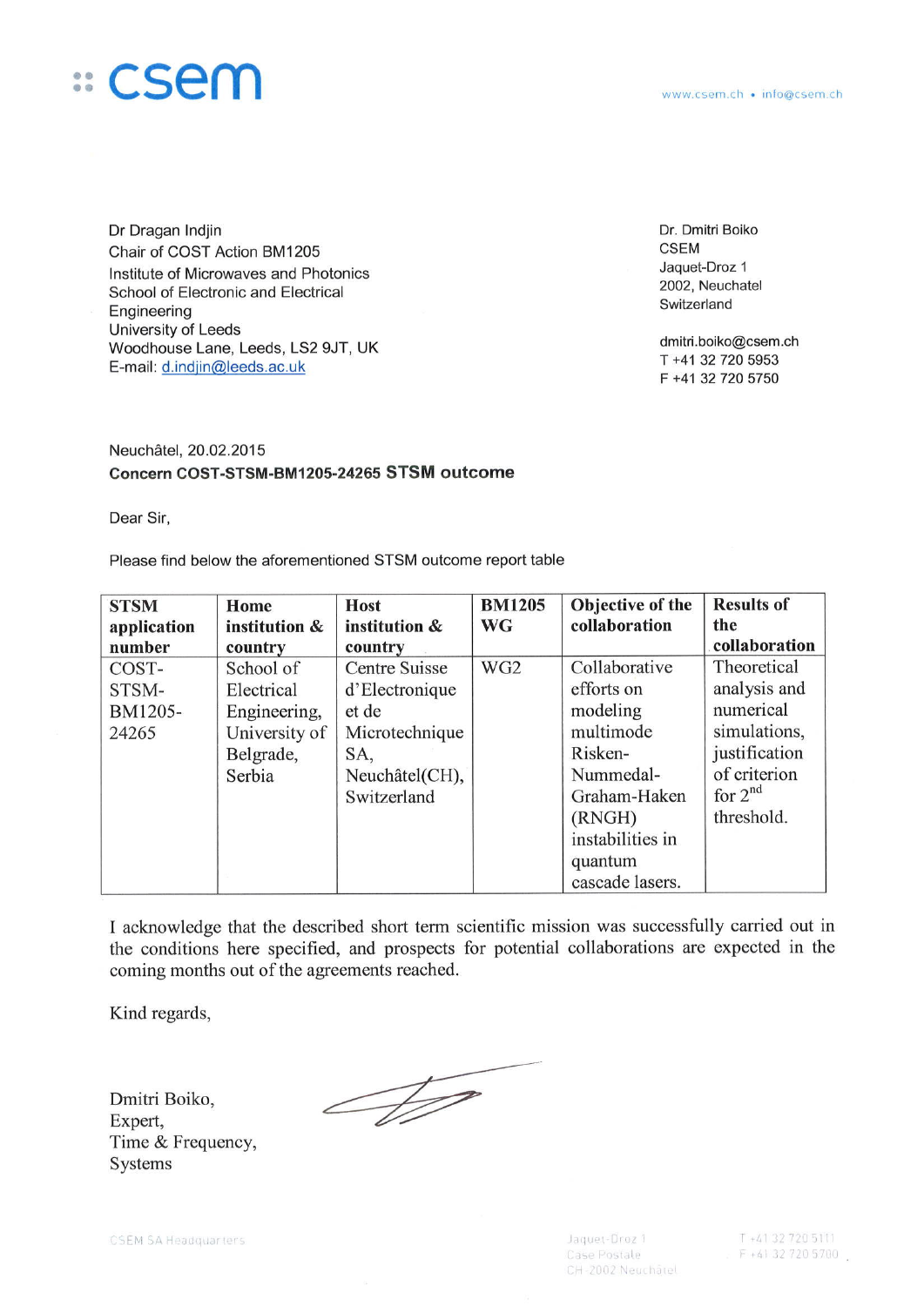csem

www.csem.ch • info@csem.ch

Dr Dragan Indjin
Chair of COST Action BM1205
Institute of Microwaves and Photonics
School of Electronic and Electrical Engineering
University of Leeds
Woodhouse Lane, Leeds, LS2 9JT, UK
E-mail: d.indjin@leeds.ac.uk

Dr. Dmitri Boiko
CSEM
Jaquet-Droz 1
2002, Neuchatel
Switzerland

dmitri.boiko@csem.ch
T +41 32 720 5953
F +41 32 720 5750

Neuchâtel, 20.02.2015

**Concern COST-STSM-BM1205-24265 STSM outcome**

Dear Sir,

Please find below the aforementioned STSM outcome report table

| STSM application number | Home institution & country | Host institution & country | BM1205 WG | Objective of the collaboration | Results of the collaboration |
|---|---|---|---|---|---|
| COST-STSM-BM1205-24265 | School of Electrical Engineering, University of Belgrade, Serbia | Centre Suisse d'Electronique et de Microtechnique SA, Neuchâtel(CH), Switzerland | WG2 | Collaborative efforts on modeling multimode Risken-Nummedal-Graham-Haken (RNGH) instabilities in quantum cascade lasers. | Theoretical analysis and numerical simulations, justification of criterion for $2^{nd}$ threshold. |

I acknowledge that the described short term scientific mission was successfully carried out in the conditions here specified, and prospects for potential collaborations are expected in the coming months out of the agreements reached.

Kind regards,

Dmitri Boiko,
Expert,
Time & Frequency,
Systems

CSEM SA Headquarters

Jaquet-Droz 1
Case Postale
CH-2002 Neuchâtel

T +41 32 720 5111
F +41 32 720 5700